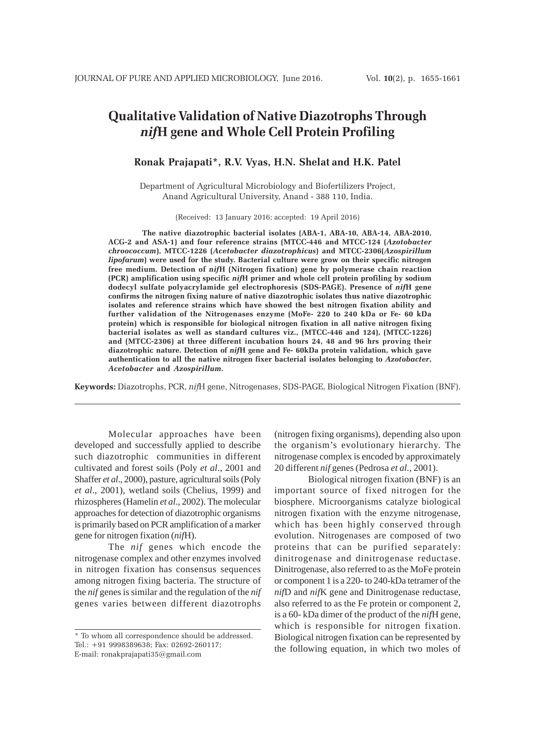# Qualitative Validation of Native Diazotrophs Through *nif*H gene and Whole Cell Protein Profiling

**Ronak Prajapati\*, R.V. Vyas, H.N. Shelat and H.K. Patel**

Department of Agricultural Microbiology and Biofertilizers Project, Anand Agricultural University, Anand - 388 110, India.

(Received: 13 January 2016; accepted: 19 April 2016)

**The native diazotrophic bacterial isolates (ABA-1, ABA-10, ABA-14, ABA-2010, ACG-2 and ASA-1) and four reference strains (MTCC-446 and MTCC-124 (*Azotobacter chroococcum*), MTCC-1226 (*Acetobacter diazotrophicus*) and MTCC-2306(*Azospirillum lipofarum*) were used for the study. Bacterial culture were grow on their specific nitrogen free medium. Detection of *nif*H (Nitrogen fixation) gene by polymerase chain reaction (PCR) amplification using specific *nif*H primer and whole cell protein profiling by sodium dodecyl sulfate polyacrylamide gel electrophoresis (SDS-PAGE). Presence of *nif*H gene confirms the nitrogen fixing nature of native diazotrophic isolates thus native diazotrophic isolates and reference strains which have showed the best nitrogen fixation ability and further validation of the Nitrogenases enzyme (MoFe- 220 to 240 kDa or Fe- 60 kDa protein) which is responsible for biological nitrogen fixation in all native nitrogen fixing bacterial isolates as well as standard cultures viz., (MTCC-446 and 124), (MTCC-1226) and (MTCC-2306) at three different incubation hours 24, 48 and 96 hrs proving their diazotrophic nature. Detection of *nif*H gene and Fe- 60kDa protein validation, which gave authentication to all the native nitrogen fixer bacterial isolates belonging to *Azotobacter*, *Acetobacter* and *Azospirillum*.**

**Keywords:** Diazotrophs, PCR, *nif*H gene, Nitrogenases, SDS-PAGE, Biological Nitrogen Fixation (BNF).

---

Molecular approaches have been developed and successfully applied to describe such diazotrophic communities in different cultivated and forest soils (Poly *et al*., 2001 and Shaffer *et al*., 2000), pasture, agricultural soils (Poly *et al*., 2001), wetland soils (Chelius, 1999) and rhizospheres (Hamelin *et al*., 2002). The molecular approaches for detection of diazotrophic organisms is primarily based on PCR amplification of a marker gene for nitrogen fixation (*nif*H).

The *nif* genes which encode the nitrogenase complex and other enzymes involved in nitrogen fixation has consensus sequences among nitrogen fixing bacteria. The structure of the *nif* genes is similar and the regulation of the *nif* genes varies between different diazotrophs (nitrogen fixing organisms), depending also upon the organism's evolutionary hierarchy. The nitrogenase complex is encoded by approximately 20 different *nif* genes (Pedrosa *et al.*, 2001).

Biological nitrogen fixation (BNF) is an important source of fixed nitrogen for the biosphere. Microorganisms catalyze biological nitrogen fixation with the enzyme nitrogenase, which has been highly conserved through evolution. Nitrogenases are composed of two proteins that can be purified separately: dinitrogenase and dinitrogenase reductase. Dinitrogenase, also referred to as the MoFe protein or component 1 is a 220- to 240-kDa tetramer of the *nif*D and *nif*K gene and Dinitrogenase reductase, also referred to as the Fe protein or component 2, is a 60- kDa dimer of the product of the *nif*H gene, which is responsible for nitrogen fixation. Biological nitrogen fixation can be represented by the following equation, in which two moles of

\* To whom all correspondence should be addressed.
Tel.: +91 9998389638; Fax: 02692-260117;
E-mail: ronakprajapati35@gmail.com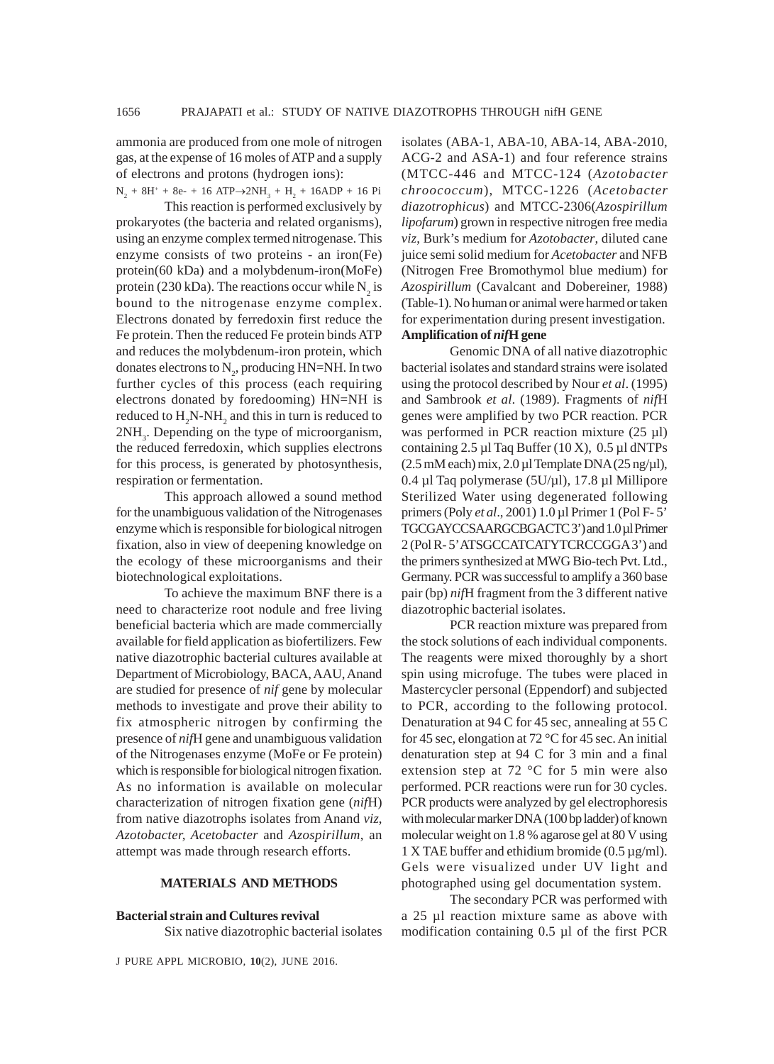ammonia are produced from one mole of nitrogen gas, at the expense of 16 moles of ATP and a supply of electrons and protons (hydrogen ions):

$N_2 + 8H^+ + 8e^- + 16\ ATP \rightarrow 2NH_3 + H_2 + 16ADP + 16\ Pi$

This reaction is performed exclusively by prokaryotes (the bacteria and related organisms), using an enzyme complex termed nitrogenase. This enzyme consists of two proteins - an iron(Fe) protein(60 kDa) and a molybdenum-iron(MoFe) protein (230 kDa). The reactions occur while $N_2$ is bound to the nitrogenase enzyme complex. Electrons donated by ferredoxin first reduce the Fe protein. Then the reduced Fe protein binds ATP and reduces the molybdenum-iron protein, which donates electrons to $N_2$, producing HN=NH. In two further cycles of this process (each requiring electrons donated by foredooming) HN=NH is reduced to $H_2N$-$NH_2$ and this in turn is reduced to $2NH_3$. Depending on the type of microorganism, the reduced ferredoxin, which supplies electrons for this process, is generated by photosynthesis, respiration or fermentation.

This approach allowed a sound method for the unambiguous validation of the Nitrogenases enzyme which is responsible for biological nitrogen fixation, also in view of deepening knowledge on the ecology of these microorganisms and their biotechnological exploitations.

To achieve the maximum BNF there is a need to characterize root nodule and free living beneficial bacteria which are made commercially available for field application as biofertilizers. Few native diazotrophic bacterial cultures available at Department of Microbiology, BACA, AAU, Anand are studied for presence of *nif* gene by molecular methods to investigate and prove their ability to fix atmospheric nitrogen by confirming the presence of *nif*H gene and unambiguous validation of the Nitrogenases enzyme (MoFe or Fe protein) which is responsible for biological nitrogen fixation. As no information is available on molecular characterization of nitrogen fixation gene (*nif*H) from native diazotrophs isolates from Anand *viz*, *Azotobacter, Acetobacter* and *Azospirillum*, an attempt was made through research efforts.

## MATERIALS AND METHODS

### Bacterial strain and Cultures revival

Six native diazotrophic bacterial isolates (ABA-1, ABA-10, ABA-14, ABA-2010, ACG-2 and ASA-1) and four reference strains (MTCC-446 and MTCC-124 (*Azotobacter chroococcum*), MTCC-1226 (*Acetobacter diazotrophicus*) and MTCC-2306(*Azospirillum lipofarum*) grown in respective nitrogen free media *viz*, Burk's medium for *Azotobacter*, diluted cane juice semi solid medium for *Acetobacter* and NFB (Nitrogen Free Bromothymol blue medium) for *Azospirillum* (Cavalcant and Dobereiner, 1988) (Table-1). No human or animal were harmed or taken for experimentation during present investigation.

### Amplification of *nif*H gene

Genomic DNA of all native diazotrophic bacterial isolates and standard strains were isolated using the protocol described by Nour *et al*. (1995) and Sambrook *et al*. (1989). Fragments of *nif*H genes were amplified by two PCR reaction. PCR was performed in PCR reaction mixture (25 µl) containing 2.5 µl Taq Buffer (10 X), 0.5 µl dNTPs (2.5 mM each) mix, 2.0 µl Template DNA (25 ng/µl), 0.4 µl Taq polymerase (5U/µl), 17.8 µl Millipore Sterilized Water using degenerated following primers (Poly *et al*., 2001) 1.0 µl Primer 1 (Pol F- 5' TGCGAYCCSAARGCBGACTC 3') and 1.0 µl Primer 2 (Pol R- 5' ATSGCCATCATYTCRCCGGA 3') and the primers synthesized at MWG Bio-tech Pvt. Ltd., Germany. PCR was successful to amplify a 360 base pair (bp) *nif*H fragment from the 3 different native diazotrophic bacterial isolates.

PCR reaction mixture was prepared from the stock solutions of each individual components. The reagents were mixed thoroughly by a short spin using microfuge. The tubes were placed in Mastercycler personal (Eppendorf) and subjected to PCR, according to the following protocol. Denaturation at 94 C for 45 sec, annealing at 55 C for 45 sec, elongation at 72 °C for 45 sec. An initial denaturation step at 94 C for 3 min and a final extension step at 72 °C for 5 min were also performed. PCR reactions were run for 30 cycles. PCR products were analyzed by gel electrophoresis with molecular marker DNA (100 bp ladder) of known molecular weight on 1.8 % agarose gel at 80 V using 1 X TAE buffer and ethidium bromide (0.5 µg/ml). Gels were visualized under UV light and photographed using gel documentation system.

The secondary PCR was performed with a 25 µl reaction mixture same as above with modification containing 0.5 µl of the first PCR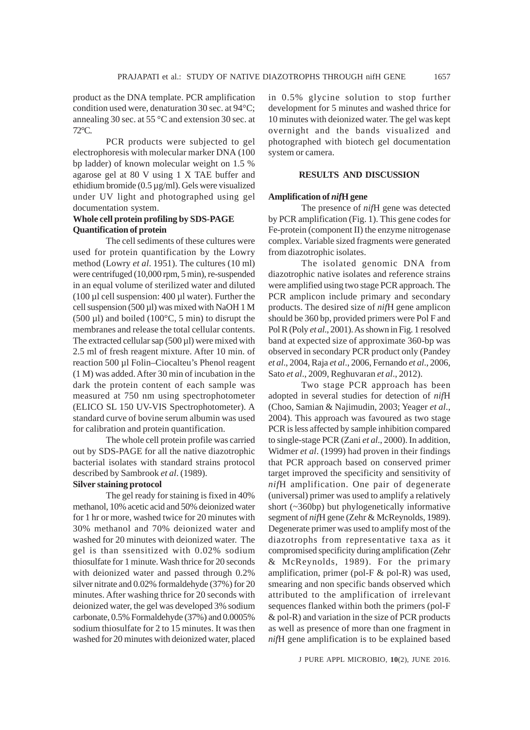product as the DNA template. PCR amplification condition used were, denaturation 30 sec. at 94°C; annealing 30 sec. at 55 °C and extension 30 sec. at 72°C.

PCR products were subjected to gel electrophoresis with molecular marker DNA (100 bp ladder) of known molecular weight on 1.5 % agarose gel at 80 V using 1 X TAE buffer and ethidium bromide (0.5 µg/ml). Gels were visualized under UV light and photographed using gel documentation system.

**Whole cell protein profiling by SDS-PAGE**

**Quantification of protein**

The cell sediments of these cultures were used for protein quantification by the Lowry method (Lowry *et al*. 1951). The cultures (10 ml) were centrifuged (10,000 rpm, 5 min), re-suspended in an equal volume of sterilized water and diluted (100 µl cell suspension: 400 µl water). Further the cell suspension (500 µl) was mixed with NaOH 1 M (500 µl) and boiled (100°C, 5 min) to disrupt the membranes and release the total cellular contents. The extracted cellular sap (500 µl) were mixed with 2.5 ml of fresh reagent mixture. After 10 min. of reaction 500 µl Folin–Ciocalteu's Phenol reagent (1 M) was added. After 30 min of incubation in the dark the protein content of each sample was measured at 750 nm using spectrophotometer (ELICO SL 150 UV-VIS Spectrophotometer). A standard curve of bovine serum albumin was used for calibration and protein quantification.

The whole cell protein profile was carried out by SDS-PAGE for all the native diazotrophic bacterial isolates with standard strains protocol described by Sambrook *et al*. (1989).

**Silver staining protocol**

The gel ready for staining is fixed in 40% methanol, 10% acetic acid and 50% deionized water for 1 hr or more, washed twice for 20 minutes with 30% methanol and 70% deionized water and washed for 20 minutes with deionized water. The gel is than ssensitized with 0.02% sodium thiosulfate for 1 minute. Wash thrice for 20 seconds with deionized water and passed through 0.2% silver nitrate and 0.02% formaldehyde (37%) for 20 minutes. After washing thrice for 20 seconds with deionized water, the gel was developed 3% sodium carbonate, 0.5% Formaldehyde (37%) and 0.0005% sodium thiosulfate for 2 to 15 minutes. It was then washed for 20 minutes with deionized water, placed in 0.5% glycine solution to stop further development for 5 minutes and washed thrice for 10 minutes with deionized water. The gel was kept overnight and the bands visualized and photographed with biotech gel documentation system or camera.

## RESULTS AND DISCUSSION

**Amplification of *nif*H gene**

The presence of *nif*H gene was detected by PCR amplification (Fig. 1). This gene codes for Fe-protein (component II) the enzyme nitrogenase complex. Variable sized fragments were generated from diazotrophic isolates.

The isolated genomic DNA from diazotrophic native isolates and reference strains were amplified using two stage PCR approach. The PCR amplicon include primary and secondary products. The desired size of *nif*H gene amplicon should be 360 bp, provided primers were Pol F and Pol R (Poly *et al*., 2001). As shown in Fig. 1 resolved band at expected size of approximate 360-bp was observed in secondary PCR product only (Pandey *et al*., 2004, Raja *et al*., 2006, Fernando *et al*., 2006, Sato *et al*., 2009, Reghuvaran *et al*., 2012).

Two stage PCR approach has been adopted in several studies for detection of *nif*H (Choo, Samian & Najimudin, 2003; Yeager *et al*., 2004). This approach was favoured as two stage PCR is less affected by sample inhibition compared to single-stage PCR (Zani *et al*., 2000). In addition, Widmer *et al*. (1999) had proven in their findings that PCR approach based on conserved primer target improved the specificity and sensitivity of *nif*H amplification. One pair of degenerate (universal) primer was used to amplify a relatively short (~360bp) but phylogenetically informative segment of *nif*H gene (Zehr & McReynolds, 1989). Degenerate primer was used to amplify most of the diazotrophs from representative taxa as it compromised specificity during amplification (Zehr & McReynolds, 1989). For the primary amplification, primer (pol-F & pol-R) was used, smearing and non specific bands observed which attributed to the amplification of irrelevant sequences flanked within both the primers (pol-F & pol-R) and variation in the size of PCR products as well as presence of more than one fragment in *nif*H gene amplification is to be explained based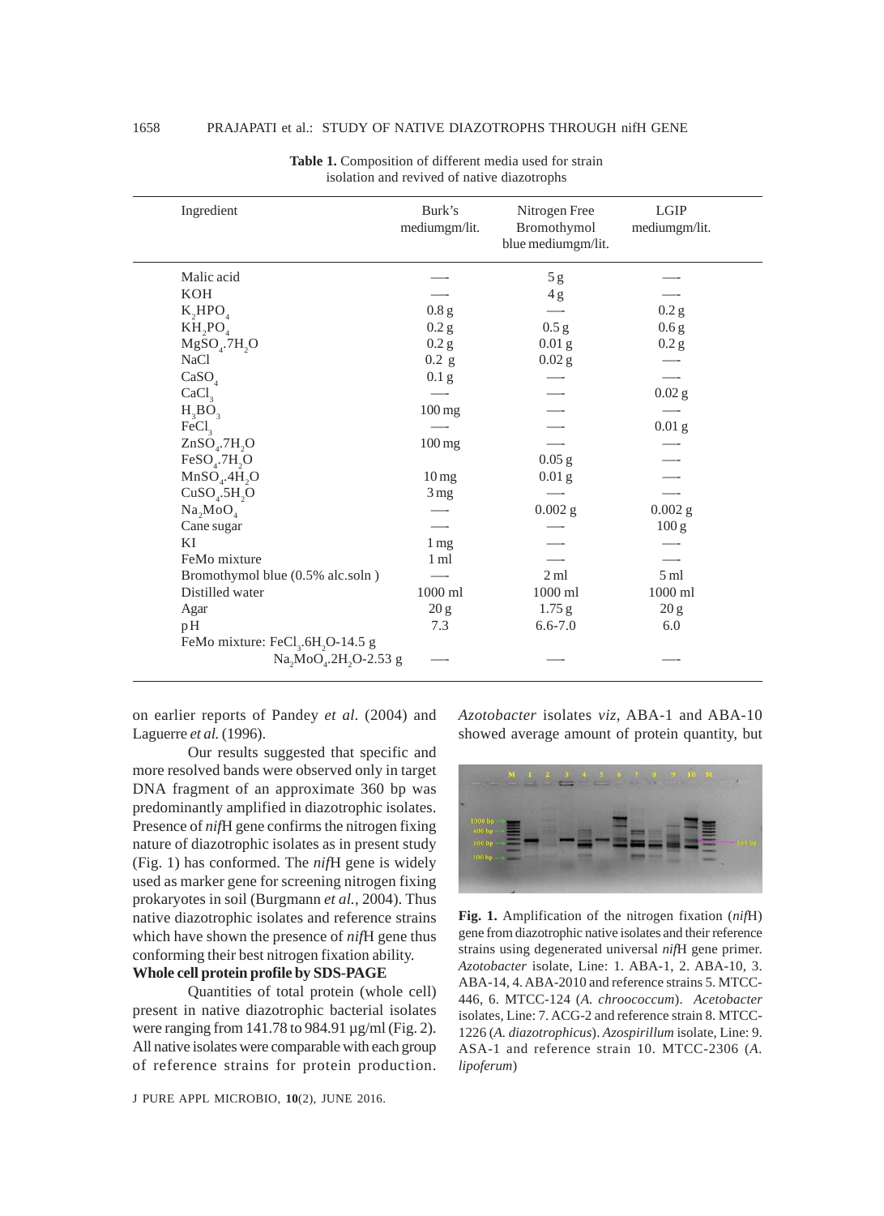**Table 1.** Composition of different media used for strain isolation and revived of native diazotrophs

| Ingredient | Burk's mediumgm/lit. | Nitrogen Free Bromothymol blue mediumgm/lit. | LGIP mediumgm/lit. |
|---|---|---|---|
| Malic acid | — | 5 g | — |
| KOH | — | 4 g | — |
| $K_2HPO_4$ | 0.8 g | — | 0.2 g |
| $KH_2PO_4$ | 0.2 g | 0.5 g | 0.6 g |
| $MgSO_4.7H_2O$ | 0.2 g | 0.01 g | 0.2 g |
| NaCl | 0.2 g | 0.02 g | — |
| $CaSO_4$ | 0.1 g | — | — |
| $CaCl_3$ | — | — | 0.02 g |
| $H_3BO_3$ | 100 mg | — | — |
| $FeCl_3$ | — | — | 0.01 g |
| $ZnSO_4.7H_2O$ | 100 mg | — | — |
| $FeSO_4.7H_2O$ | | 0.05 g | — |
| $MnSO_4.4H_2O$ | 10 mg | 0.01 g | — |
| $CuSO_4.5H_2O$ | 3 mg | — | — |
| $Na_2MoO_4$ | — | 0.002 g | 0.002 g |
| Cane sugar | — | — | 100 g |
| KI | 1 mg | — | — |
| FeMo mixture | 1 ml | — | — |
| Bromothymol blue (0.5% alc.soln ) | — | 2 ml | 5 ml |
| Distilled water | 1000 ml | 1000 ml | 1000 ml |
| Agar | 20 g | 1.75 g | 20 g |
| pH | 7.3 | 6.6-7.0 | 6.0 |
| FeMo mixture: $FeCl_3.6H_2O$-14.5 g $Na_2MoO_4.2H_2O$-2.53 g | — | — | — |

on earlier reports of Pandey *et al.* (2004) and Laguerre *et al.* (1996).

Our results suggested that specific and more resolved bands were observed only in target DNA fragment of an approximate 360 bp was predominantly amplified in diazotrophic isolates. Presence of *nif*H gene confirms the nitrogen fixing nature of diazotrophic isolates as in present study (Fig. 1) has conformed. The *nif*H gene is widely used as marker gene for screening nitrogen fixing prokaryotes in soil (Burgmann *et al.*, 2004). Thus native diazotrophic isolates and reference strains which have shown the presence of *nif*H gene thus conforming their best nitrogen fixation ability.

**Whole cell protein profile by SDS-PAGE**

Quantities of total protein (whole cell) present in native diazotrophic bacterial isolates were ranging from 141.78 to 984.91 µg/ml (Fig. 2). All native isolates were comparable with each group of reference strains for protein production. *Azotobacter* isolates *viz*, ABA-1 and ABA-10 showed average amount of protein quantity, but

**Fig. 1.** Amplification of the nitrogen fixation (*nif*H) gene from diazotrophic native isolates and their reference strains using degenerated universal *nif*H gene primer. *Azotobacter* isolate, Line: 1. ABA-1, 2. ABA-10, 3. ABA-14, 4. ABA-2010 and reference strains 5. MTCC-446, 6. MTCC-124 (*A. chroococcum*). *Acetobacter* isolates, Line: 7. ACG-2 and reference strain 8. MTCC-1226 (*A. diazotrophicus*). *Azospirillum* isolate, Line: 9. ASA-1 and reference strain 10. MTCC-2306 (*A. lipoferum*)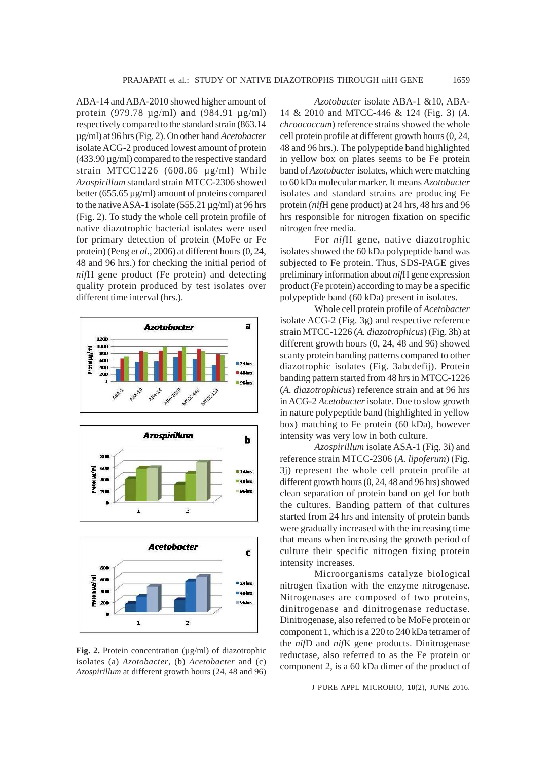ABA-14 and ABA-2010 showed higher amount of protein (979.78 µg/ml) and (984.91 µg/ml) respectively compared to the standard strain (863.14 µg/ml) at 96 hrs (Fig. 2). On other hand *Acetobacter* isolate ACG-2 produced lowest amount of protein (433.90 µg/ml) compared to the respective standard strain MTCC1226 (608.86 µg/ml) While *Azospirillum* standard strain MTCC-2306 showed better (655.65 µg/ml) amount of proteins compared to the native ASA-1 isolate (555.21 µg/ml) at 96 hrs (Fig. 2). To study the whole cell protein profile of native diazotrophic bacterial isolates were used for primary detection of protein (MoFe or Fe protein) (Peng *et al*., 2006) at different hours (0, 24, 48 and 96 hrs.) for checking the initial period of *nif*H gene product (Fe protein) and detecting quality protein produced by test isolates over different time interval (hrs.).

**Fig. 2.** Protein concentration (µg/ml) of diazotrophic isolates (a) *Azotobacter*, (b) *Acetobacter* and (c) *Azospirillum* at different growth hours (24, 48 and 96)

*Azotobacter* isolate ABA-1 &10, ABA-14 & 2010 and MTCC-446 & 124 (Fig. 3) (*A. chroococcum*) reference strains showed the whole cell protein profile at different growth hours (0, 24, 48 and 96 hrs.). The polypeptide band highlighted in yellow box on plates seems to be Fe protein band of *Azotobacter* isolates, which were matching to 60 kDa molecular marker. It means *Azotobacter* isolates and standard strains are producing Fe protein (*nif*H gene product) at 24 hrs, 48 hrs and 96 hrs responsible for nitrogen fixation on specific nitrogen free media.

For *nif*H gene, native diazotrophic isolates showed the 60 kDa polypeptide band was subjected to Fe protein. Thus, SDS-PAGE gives preliminary information about *nif*H gene expression product (Fe protein) according to may be a specific polypeptide band (60 kDa) present in isolates.

Whole cell protein profile of *Acetobacter* isolate ACG-2 (Fig. 3g) and respective reference strain MTCC-1226 (*A. diazotrophicus*) (Fig. 3h) at different growth hours (0, 24, 48 and 96) showed scanty protein banding patterns compared to other diazotrophic isolates (Fig. 3abcdefij). Protein banding pattern started from 48 hrs in MTCC-1226 (*A. diazotrophicus*) reference strain and at 96 hrs in ACG-2 *Acetobacter* isolate. Due to slow growth in nature polypeptide band (highlighted in yellow box) matching to Fe protein (60 kDa), however intensity was very low in both culture.

*Azospirillum* isolate ASA-1 (Fig. 3i) and reference strain MTCC-2306 (*A. lipoferum*) (Fig. 3j) represent the whole cell protein profile at different growth hours (0, 24, 48 and 96 hrs) showed clean separation of protein band on gel for both the cultures. Banding pattern of that cultures started from 24 hrs and intensity of protein bands were gradually increased with the increasing time that means when increasing the growth period of culture their specific nitrogen fixing protein intensity increases.

Microorganisms catalyze biological nitrogen fixation with the enzyme nitrogenase. Nitrogenases are composed of two proteins, dinitrogenase and dinitrogenase reductase. Dinitrogenase, also referred to be MoFe protein or component 1, which is a 220 to 240 kDa tetramer of the *nif*D and *nif*K gene products. Dinitrogenase reductase, also referred to as the Fe protein or component 2, is a 60 kDa dimer of the product of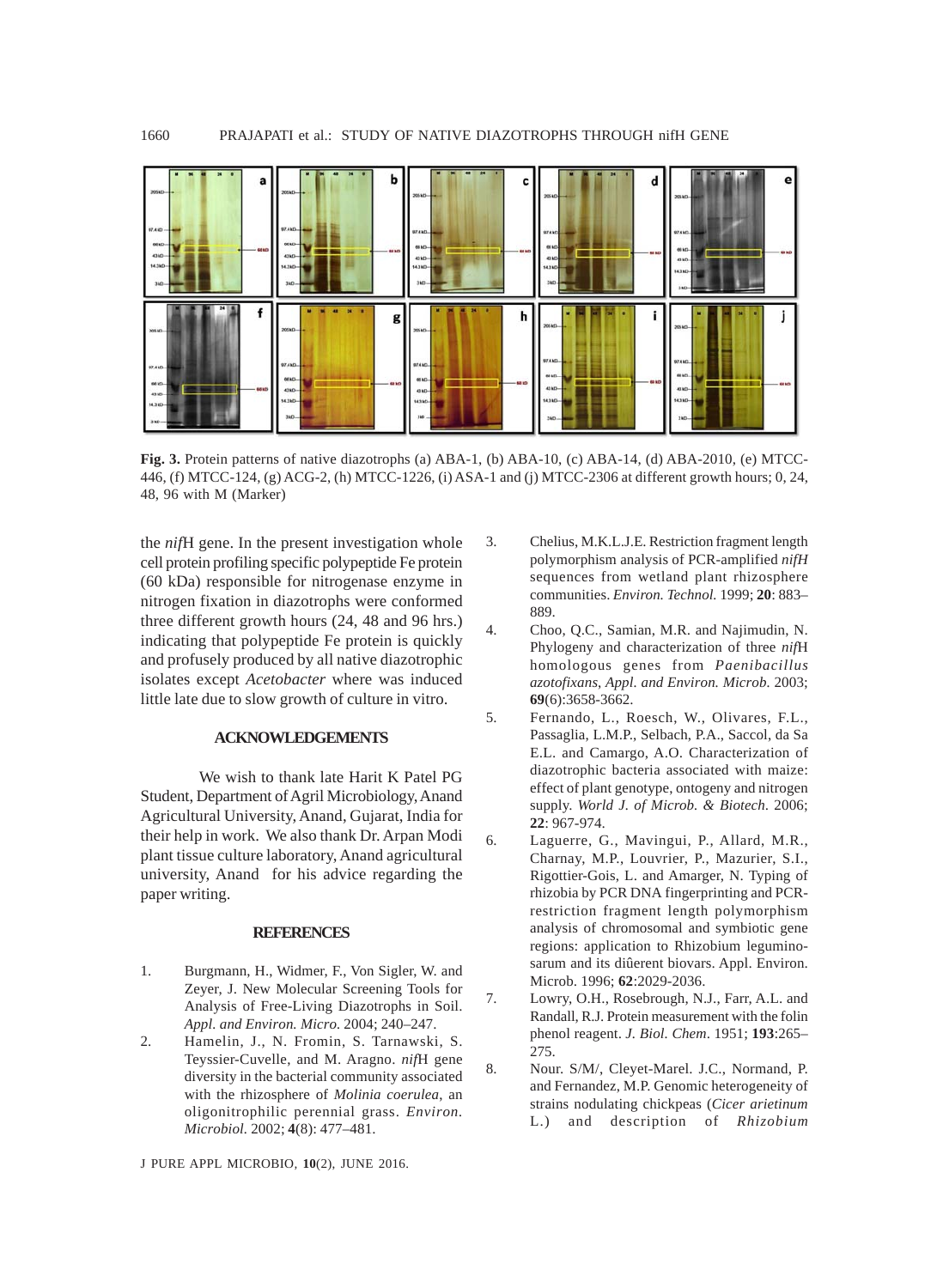**Fig. 3.** Protein patterns of native diazotrophs (a) ABA-1, (b) ABA-10, (c) ABA-14, (d) ABA-2010, (e) MTCC-446, (f) MTCC-124, (g) ACG-2, (h) MTCC-1226, (i) ASA-1 and (j) MTCC-2306 at different growth hours; 0, 24, 48, 96 with M (Marker)

the *nif*H gene. In the present investigation whole cell protein profiling specific polypeptide Fe protein (60 kDa) responsible for nitrogenase enzyme in nitrogen fixation in diazotrophs were conformed three different growth hours (24, 48 and 96 hrs.) indicating that polypeptide Fe protein is quickly and profusely produced by all native diazotrophic isolates except *Acetobacter* where was induced little late due to slow growth of culture in vitro.

## ACKNOWLEDGEMENTS

We wish to thank late Harit K Patel PG Student, Department of Agril Microbiology, Anand Agricultural University, Anand, Gujarat, India for their help in work. We also thank Dr. Arpan Modi plant tissue culture laboratory, Anand agricultural university, Anand for his advice regarding the paper writing.

## REFERENCES

1. Burgmann, H., Widmer, F., Von Sigler, W. and Zeyer, J. New Molecular Screening Tools for Analysis of Free-Living Diazotrophs in Soil. *Appl. and Environ. Micro.* 2004; 240–247.
2. Hamelin, J., N. Fromin, S. Tarnawski, S. Teyssier-Cuvelle, and M. Aragno. *nif*H gene diversity in the bacterial community associated with the rhizosphere of *Molinia coerulea*, an oligonitrophilic perennial grass. *Environ. Microbiol.* 2002; **4**(8): 477–481.
3. Chelius, M.K.L.J.E. Restriction fragment length polymorphism analysis of PCR-amplified *nifH* sequences from wetland plant rhizosphere communities. *Environ. Technol.* 1999; **20**: 883–889.
4. Choo, Q.C., Samian, M.R. and Najimudin, N. Phylogeny and characterization of three *nif*H homologous genes from *Paenibacillus azotofixans*, *Appl. and Environ. Microb.* 2003; **69**(6):3658-3662.
5. Fernando, L., Roesch, W., Olivares, F.L., Passaglia, L.M.P., Selbach, P.A., Saccol, da Sa E.L. and Camargo, A.O. Characterization of diazotrophic bacteria associated with maize: effect of plant genotype, ontogeny and nitrogen supply. *World J. of Microb. & Biotech.* 2006; **22**: 967-974.
6. Laguerre, G., Mavingui, P., Allard, M.R., Charnay, M.P., Louvrier, P., Mazurier, S.I., Rigottier-Gois, L. and Amarger, N. Typing of rhizobia by PCR DNA fingerprinting and PCR-restriction fragment length polymorphism analysis of chromosomal and symbiotic gene regions: application to Rhizobium leguminosarum and its diûerent biovars. Appl. Environ. Microb. 1996; **62**:2029-2036.
7. Lowry, O.H., Rosebrough, N.J., Farr, A.L. and Randall, R.J. Protein measurement with the folin phenol reagent. *J. Biol. Chem*. 1951; **193**:265–275.
8. Nour. S/M/, Cleyet-Marel. J.C., Normand, P. and Fernandez, M.P. Genomic heterogeneity of strains nodulating chickpeas (*Cicer arietinum* L.) and description of *Rhizobium*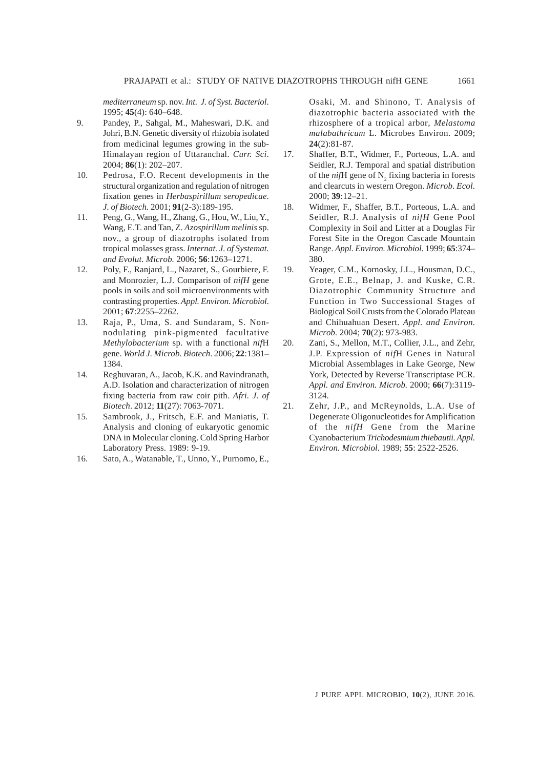*mediterraneum* sp. nov. *Int. J. of Syst. Bacteriol*. 1995; **45**(4): 640–648.

9. Pandey, P., Sahgal, M., Maheswari, D.K. and Johri, B.N. Genetic diversity of rhizobia isolated from medicinal legumes growing in the sub-Himalayan region of Uttaranchal. *Curr. Sci*. 2004; **86**(1): 202–207.
10. Pedrosa, F.O. Recent developments in the structural organization and regulation of nitrogen fixation genes in *Herbaspirillum seropedicae*. *J. of Biotech.* 2001; **91**(2-3):189-195.
11. Peng, G., Wang, H., Zhang, G., Hou, W., Liu, Y., Wang, E.T. and Tan, Z. *Azospirillum melinis* sp. nov., a group of diazotrophs isolated from tropical molasses grass. *Internat. J. of Systemat. and Evolut. Microb.* 2006; **56**:1263–1271.
12. Poly, F., Ranjard, L., Nazaret, S., Gourbiere, F. and Monrozier, L.J. Comparison of *nifH* gene pools in soils and soil microenvironments with contrasting properties. *Appl. Environ. Microbiol.* 2001; **67**:2255–2262.
13. Raja, P., Uma, S. and Sundaram, S. Non-nodulating pink-pigmented facultative *Methylobacterium* sp. with a functional *nif*H gene. *World J. Microb. Biotech*. 2006; **22**:1381–1384.
14. Reghuvaran, A., Jacob, K.K. and Ravindranath, A.D. Isolation and characterization of nitrogen fixing bacteria from raw coir pith. *Afri. J. of Biotech*. 2012; **11**(27): 7063-7071.
15. Sambrook, J., Fritsch, E.F. and Maniatis, T. Analysis and cloning of eukaryotic genomic DNA in Molecular cloning. Cold Spring Harbor Laboratory Press. 1989: 9-19.
16. Sato, A., Watanable, T., Unno, Y., Purnomo, E., Osaki, M. and Shinono, T. Analysis of diazotrophic bacteria associated with the rhizosphere of a tropical arbor, *Melastoma malabathricum* L. Microbes Environ. 2009; **24**(2):81-87.
17. Shaffer, B.T., Widmer, F., Porteous, L.A. and Seidler, R.J. Temporal and spatial distribution of the *nif*H gene of $N_2$ fixing bacteria in forests and clearcuts in western Oregon. *Microb. Ecol.* 2000; **39**:12–21.
18. Widmer, F., Shaffer, B.T., Porteous, L.A. and Seidler, R.J. Analysis of *nifH* Gene Pool Complexity in Soil and Litter at a Douglas Fir Forest Site in the Oregon Cascade Mountain Range. *Appl. Environ. Microbiol.* 1999; **65**:374–380.
19. Yeager, C.M., Kornosky, J.L., Housman, D.C., Grote, E.E., Belnap, J. and Kuske, C.R. Diazotrophic Community Structure and Function in Two Successional Stages of Biological Soil Crusts from the Colorado Plateau and Chihuahuan Desert. *Appl. and Environ. Microb.* 2004; **70**(2): 973-983.
20. Zani, S., Mellon, M.T., Collier, J.L., and Zehr, J.P. Expression of *nif*H Genes in Natural Microbial Assemblages in Lake George, New York, Detected by Reverse Transcriptase PCR. *Appl. and Environ. Microb.* 2000; **66**(7):3119-3124.
21. Zehr, J.P., and McReynolds, L.A. Use of Degenerate Oligonucleotides for Amplification of the *nifH* Gene from the Marine Cyanobacterium *Trichodesmium thiebautii. Appl. Environ. Microbiol.* 1989; **55**: 2522-2526.